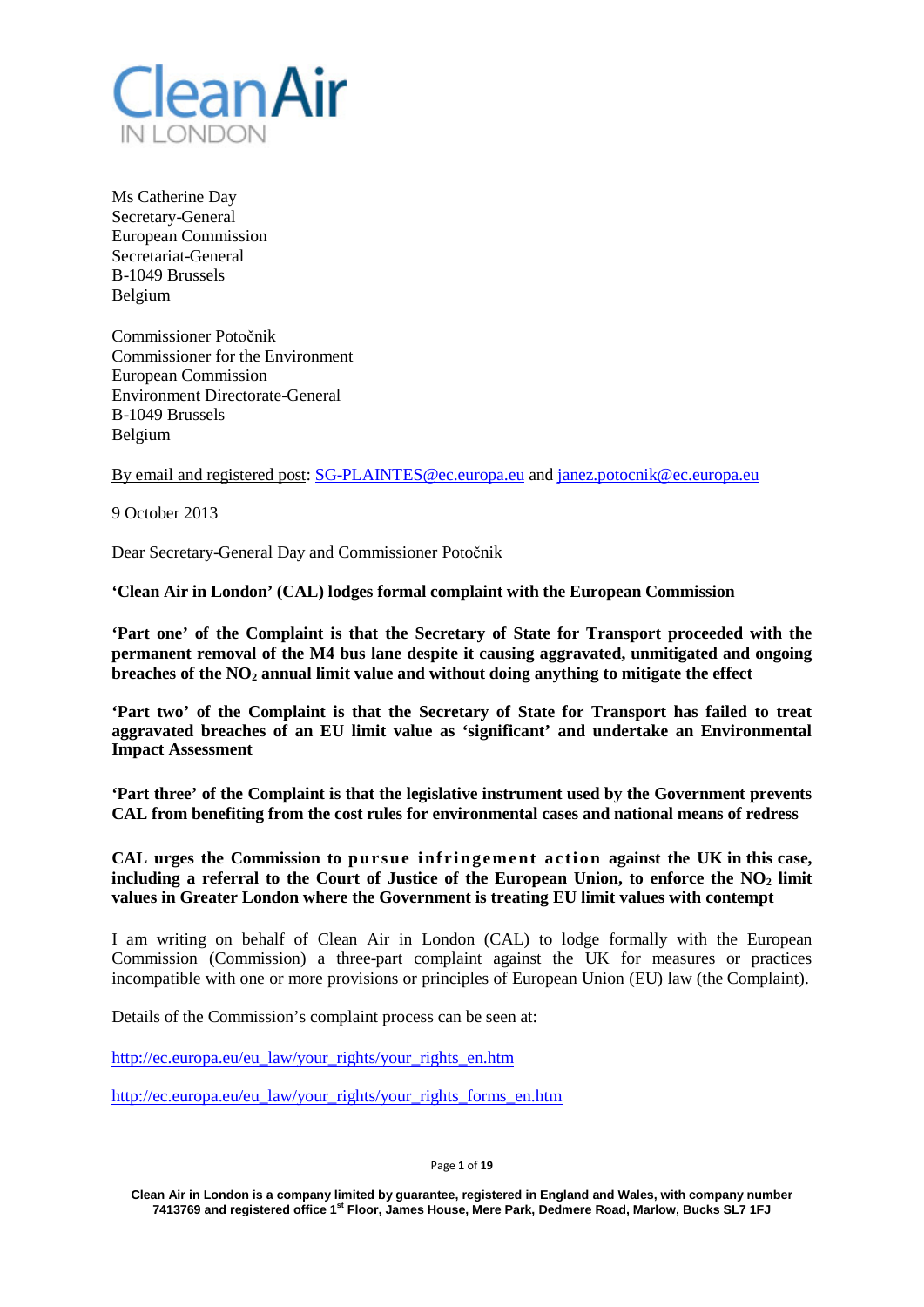# Clean Air IN LONDON

Ms Catherine Day
Secretary-General
European Commission
Secretariat-General
B-1049 Brussels
Belgium

Commissioner Potočnik
Commissioner for the Environment
European Commission
Environment Directorate-General
B-1049 Brussels
Belgium

By email and registered post: SG-PLAINTES@ec.europa.eu and janez.potocnik@ec.europa.eu

9 October 2013

Dear Secretary-General Day and Commissioner Potočnik

**'Clean Air in London' (CAL) lodges formal complaint with the European Commission**

**'Part one' of the Complaint is that the Secretary of State for Transport proceeded with the permanent removal of the M4 bus lane despite it causing aggravated, unmitigated and ongoing breaches of the $NO_2$ annual limit value and without doing anything to mitigate the effect**

**'Part two' of the Complaint is that the Secretary of State for Transport has failed to treat aggravated breaches of an EU limit value as 'significant' and undertake an Environmental Impact Assessment**

**'Part three' of the Complaint is that the legislative instrument used by the Government prevents CAL from benefiting from the cost rules for environmental cases and national means of redress**

**CAL urges the Commission to pursue infringement action against the UK in this case, including a referral to the Court of Justice of the European Union, to enforce the $NO_2$ limit values in Greater London where the Government is treating EU limit values with contempt**

I am writing on behalf of Clean Air in London (CAL) to lodge formally with the European Commission (Commission) a three-part complaint against the UK for measures or practices incompatible with one or more provisions or principles of European Union (EU) law (the Complaint).

Details of the Commission's complaint process can be seen at:

http://ec.europa.eu/eu_law/your_rights/your_rights_en.htm

http://ec.europa.eu/eu_law/your_rights/your_rights_forms_en.htm

Clean Air in London is a company limited by guarantee, registered in England and Wales, with company number 7413769 and registered office 1st Floor, James House, Mere Park, Dedmere Road, Marlow, Bucks SL7 1FJ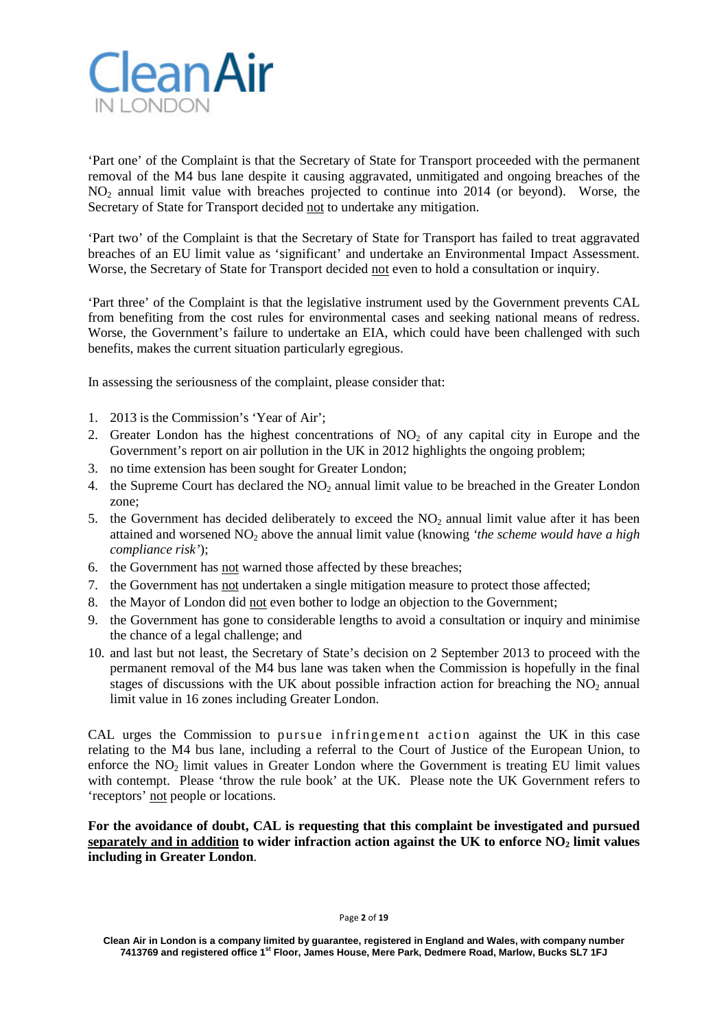'Part one' of the Complaint is that the Secretary of State for Transport proceeded with the permanent removal of the M4 bus lane despite it causing aggravated, unmitigated and ongoing breaches of the $NO_2$ annual limit value with breaches projected to continue into 2014 (or beyond). Worse, the Secretary of State for Transport decided not to undertake any mitigation.

'Part two' of the Complaint is that the Secretary of State for Transport has failed to treat aggravated breaches of an EU limit value as 'significant' and undertake an Environmental Impact Assessment. Worse, the Secretary of State for Transport decided not even to hold a consultation or inquiry.

'Part three' of the Complaint is that the legislative instrument used by the Government prevents CAL from benefiting from the cost rules for environmental cases and seeking national means of redress. Worse, the Government's failure to undertake an EIA, which could have been challenged with such benefits, makes the current situation particularly egregious.

In assessing the seriousness of the complaint, please consider that:

1. 2013 is the Commission's 'Year of Air';
2. Greater London has the highest concentrations of $NO_2$ of any capital city in Europe and the Government's report on air pollution in the UK in 2012 highlights the ongoing problem;
3. no time extension has been sought for Greater London;
4. the Supreme Court has declared the $NO_2$ annual limit value to be breached in the Greater London zone;
5. the Government has decided deliberately to exceed the $NO_2$ annual limit value after it has been attained and worsened $NO_2$ above the annual limit value (knowing *'the scheme would have a high compliance risk'*);
6. the Government has not warned those affected by these breaches;
7. the Government has not undertaken a single mitigation measure to protect those affected;
8. the Mayor of London did not even bother to lodge an objection to the Government;
9. the Government has gone to considerable lengths to avoid a consultation or inquiry and minimise the chance of a legal challenge; and
10. and last but not least, the Secretary of State's decision on 2 September 2013 to proceed with the permanent removal of the M4 bus lane was taken when the Commission is hopefully in the final stages of discussions with the UK about possible infraction action for breaching the $NO_2$ annual limit value in 16 zones including Greater London.

CAL urges the Commission to pursue infringement action against the UK in this case relating to the M4 bus lane, including a referral to the Court of Justice of the European Union, to enforce the $NO_2$ limit values in Greater London where the Government is treating EU limit values with contempt. Please 'throw the rule book' at the UK. Please note the UK Government refers to 'receptors' not people or locations.

**For the avoidance of doubt, CAL is requesting that this complaint be investigated and pursued separately and in addition to wider infraction action against the UK to enforce $NO_2$ limit values including in Greater London**.

Clean Air in London is a company limited by guarantee, registered in England and Wales, with company number 7413769 and registered office 1st Floor, James House, Mere Park, Dedmere Road, Marlow, Bucks SL7 1FJ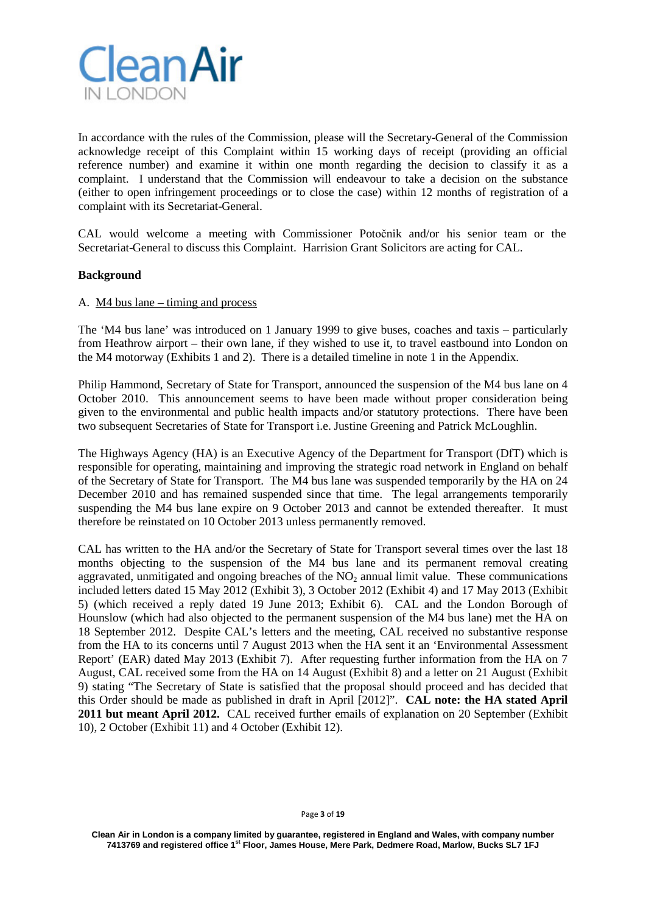In accordance with the rules of the Commission, please will the Secretary-General of the Commission acknowledge receipt of this Complaint within 15 working days of receipt (providing an official reference number) and examine it within one month regarding the decision to classify it as a complaint. I understand that the Commission will endeavour to take a decision on the substance (either to open infringement proceedings or to close the case) within 12 months of registration of a complaint with its Secretariat-General.

CAL would welcome a meeting with Commissioner Potočnik and/or his senior team or the Secretariat-General to discuss this Complaint. Harrision Grant Solicitors are acting for CAL.

**Background**

A. M4 bus lane – timing and process

The 'M4 bus lane' was introduced on 1 January 1999 to give buses, coaches and taxis – particularly from Heathrow airport – their own lane, if they wished to use it, to travel eastbound into London on the M4 motorway (Exhibits 1 and 2). There is a detailed timeline in note 1 in the Appendix.

Philip Hammond, Secretary of State for Transport, announced the suspension of the M4 bus lane on 4 October 2010. This announcement seems to have been made without proper consideration being given to the environmental and public health impacts and/or statutory protections. There have been two subsequent Secretaries of State for Transport i.e. Justine Greening and Patrick McLoughlin.

The Highways Agency (HA) is an Executive Agency of the Department for Transport (DfT) which is responsible for operating, maintaining and improving the strategic road network in England on behalf of the Secretary of State for Transport. The M4 bus lane was suspended temporarily by the HA on 24 December 2010 and has remained suspended since that time. The legal arrangements temporarily suspending the M4 bus lane expire on 9 October 2013 and cannot be extended thereafter. It must therefore be reinstated on 10 October 2013 unless permanently removed.

CAL has written to the HA and/or the Secretary of State for Transport several times over the last 18 months objecting to the suspension of the M4 bus lane and its permanent removal creating aggravated, unmitigated and ongoing breaches of the $NO_2$ annual limit value. These communications included letters dated 15 May 2012 (Exhibit 3), 3 October 2012 (Exhibit 4) and 17 May 2013 (Exhibit 5) (which received a reply dated 19 June 2013; Exhibit 6). CAL and the London Borough of Hounslow (which had also objected to the permanent suspension of the M4 bus lane) met the HA on 18 September 2012. Despite CAL's letters and the meeting, CAL received no substantive response from the HA to its concerns until 7 August 2013 when the HA sent it an 'Environmental Assessment Report' (EAR) dated May 2013 (Exhibit 7). After requesting further information from the HA on 7 August, CAL received some from the HA on 14 August (Exhibit 8) and a letter on 21 August (Exhibit 9) stating "The Secretary of State is satisfied that the proposal should proceed and has decided that this Order should be made as published in draft in April [2012]". **CAL note: the HA stated April 2011 but meant April 2012.** CAL received further emails of explanation on 20 September (Exhibit 10), 2 October (Exhibit 11) and 4 October (Exhibit 12).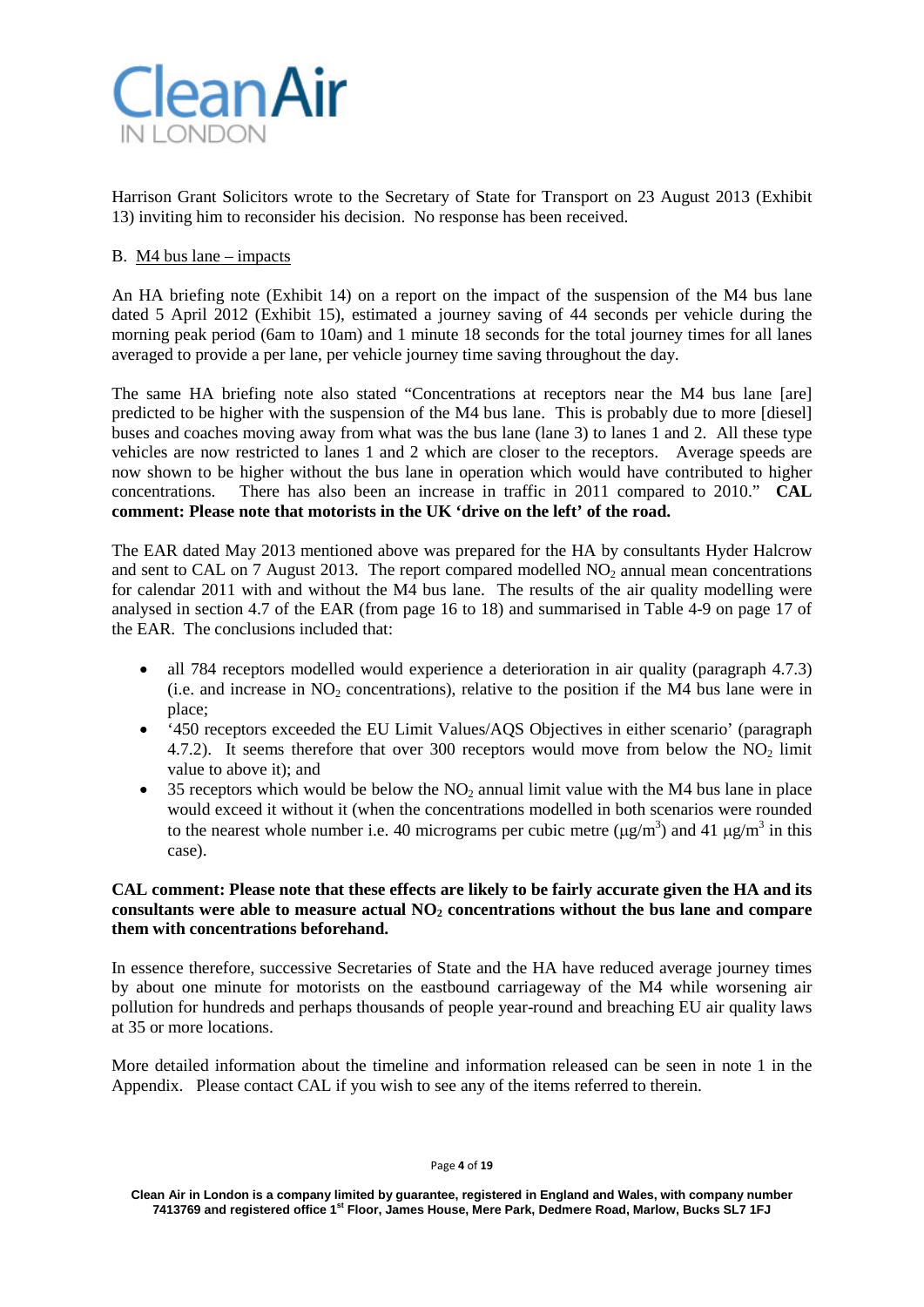Harrison Grant Solicitors wrote to the Secretary of State for Transport on 23 August 2013 (Exhibit 13) inviting him to reconsider his decision. No response has been received.

B. M4 bus lane – impacts

An HA briefing note (Exhibit 14) on a report on the impact of the suspension of the M4 bus lane dated 5 April 2012 (Exhibit 15), estimated a journey saving of 44 seconds per vehicle during the morning peak period (6am to 10am) and 1 minute 18 seconds for the total journey times for all lanes averaged to provide a per lane, per vehicle journey time saving throughout the day.

The same HA briefing note also stated "Concentrations at receptors near the M4 bus lane [are] predicted to be higher with the suspension of the M4 bus lane. This is probably due to more [diesel] buses and coaches moving away from what was the bus lane (lane 3) to lanes 1 and 2. All these type vehicles are now restricted to lanes 1 and 2 which are closer to the receptors. Average speeds are now shown to be higher without the bus lane in operation which would have contributed to higher concentrations. There has also been an increase in traffic in 2011 compared to 2010." **CAL comment: Please note that motorists in the UK 'drive on the left' of the road.**

The EAR dated May 2013 mentioned above was prepared for the HA by consultants Hyder Halcrow and sent to CAL on 7 August 2013. The report compared modelled $NO_2$ annual mean concentrations for calendar 2011 with and without the M4 bus lane. The results of the air quality modelling were analysed in section 4.7 of the EAR (from page 16 to 18) and summarised in Table 4-9 on page 17 of the EAR. The conclusions included that:

- all 784 receptors modelled would experience a deterioration in air quality (paragraph 4.7.3) (i.e. and increase in $NO_2$ concentrations), relative to the position if the M4 bus lane were in place;
- '450 receptors exceeded the EU Limit Values/AQS Objectives in either scenario' (paragraph 4.7.2). It seems therefore that over 300 receptors would move from below the $NO_2$ limit value to above it); and
- 35 receptors which would be below the $NO_2$ annual limit value with the M4 bus lane in place would exceed it without it (when the concentrations modelled in both scenarios were rounded to the nearest whole number i.e. 40 micrograms per cubic metre ($\mu g/m^3$) and 41 $\mu g/m^3$ in this case).

**CAL comment: Please note that these effects are likely to be fairly accurate given the HA and its consultants were able to measure actual $NO_2$ concentrations without the bus lane and compare them with concentrations beforehand.**

In essence therefore, successive Secretaries of State and the HA have reduced average journey times by about one minute for motorists on the eastbound carriageway of the M4 while worsening air pollution for hundreds and perhaps thousands of people year-round and breaching EU air quality laws at 35 or more locations.

More detailed information about the timeline and information released can be seen in note 1 in the Appendix. Please contact CAL if you wish to see any of the items referred to therein.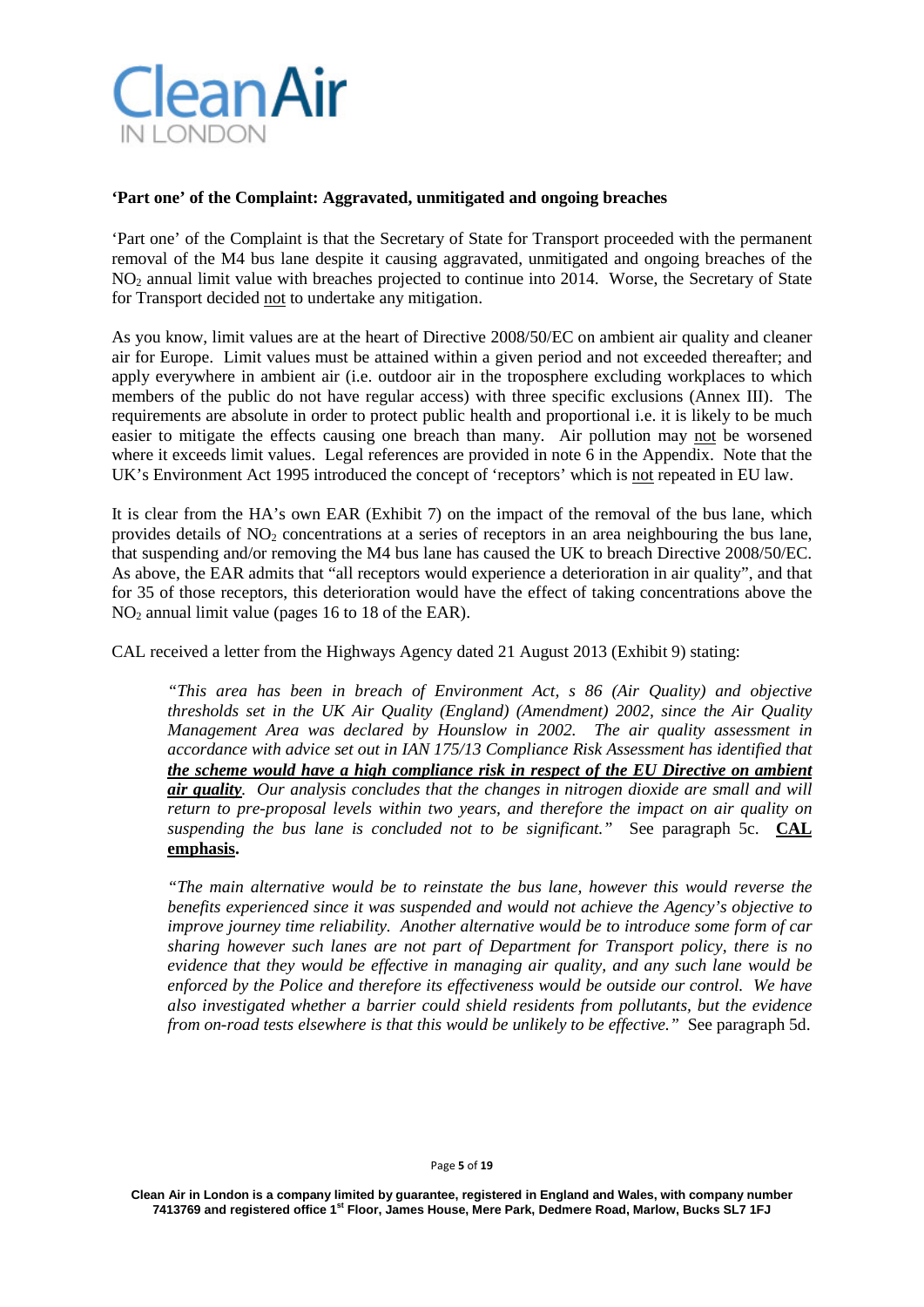**'Part one' of the Complaint: Aggravated, unmitigated and ongoing breaches**

'Part one' of the Complaint is that the Secretary of State for Transport proceeded with the permanent removal of the M4 bus lane despite it causing aggravated, unmitigated and ongoing breaches of the $NO_2$ annual limit value with breaches projected to continue into 2014. Worse, the Secretary of State for Transport decided <u>not</u> to undertake any mitigation.

As you know, limit values are at the heart of Directive 2008/50/EC on ambient air quality and cleaner air for Europe. Limit values must be attained within a given period and not exceeded thereafter; and apply everywhere in ambient air (i.e. outdoor air in the troposphere excluding workplaces to which members of the public do not have regular access) with three specific exclusions (Annex III). The requirements are absolute in order to protect public health and proportional i.e. it is likely to be much easier to mitigate the effects causing one breach than many. Air pollution may <u>not</u> be worsened where it exceeds limit values. Legal references are provided in note 6 in the Appendix. Note that the UK's Environment Act 1995 introduced the concept of 'receptors' which is <u>not</u> repeated in EU law.

It is clear from the HA's own EAR (Exhibit 7) on the impact of the removal of the bus lane, which provides details of $NO_2$ concentrations at a series of receptors in an area neighbouring the bus lane, that suspending and/or removing the M4 bus lane has caused the UK to breach Directive 2008/50/EC. As above, the EAR admits that "all receptors would experience a deterioration in air quality", and that for 35 of those receptors, this deterioration would have the effect of taking concentrations above the $NO_2$ annual limit value (pages 16 to 18 of the EAR).

CAL received a letter from the Highways Agency dated 21 August 2013 (Exhibit 9) stating:

> *"This area has been in breach of Environment Act, s 86 (Air Quality) and objective thresholds set in the UK Air Quality (England) (Amendment) 2002, since the Air Quality Management Area was declared by Hounslow in 2002. The air quality assessment in accordance with advice set out in IAN 175/13 Compliance Risk Assessment has identified that **<u>the scheme would have a high compliance risk in respect of the EU Directive on ambient air quality</u>**. Our analysis concludes that the changes in nitrogen dioxide are small and will return to pre-proposal levels within two years, and therefore the impact on air quality on suspending the bus lane is concluded not to be significant."* See paragraph 5c. **<u>CAL emphasis</u>.**

> *"The main alternative would be to reinstate the bus lane, however this would reverse the benefits experienced since it was suspended and would not achieve the Agency's objective to improve journey time reliability. Another alternative would be to introduce some form of car sharing however such lanes are not part of Department for Transport policy, there is no evidence that they would be effective in managing air quality, and any such lane would be enforced by the Police and therefore its effectiveness would be outside our control. We have also investigated whether a barrier could shield residents from pollutants, but the evidence from on-road tests elsewhere is that this would be unlikely to be effective."* See paragraph 5d.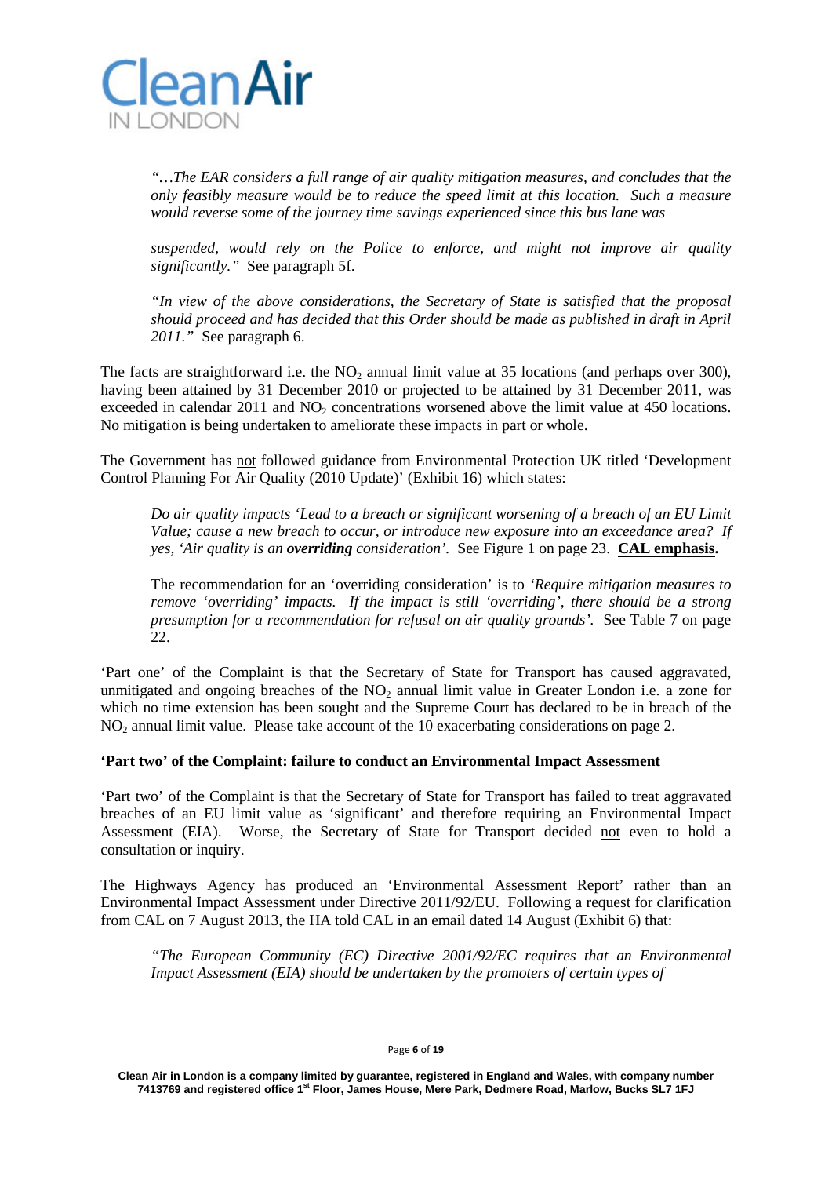> *"…The EAR considers a full range of air quality mitigation measures, and concludes that the only feasibly measure would be to reduce the speed limit at this location. Such a measure would reverse some of the journey time savings experienced since this bus lane was*
>
> *suspended, would rely on the Police to enforce, and might not improve air quality significantly."* See paragraph 5f.
>
> *"In view of the above considerations, the Secretary of State is satisfied that the proposal should proceed and has decided that this Order should be made as published in draft in April 2011."* See paragraph 6.

The facts are straightforward i.e. the $NO_2$ annual limit value at 35 locations (and perhaps over 300), having been attained by 31 December 2010 or projected to be attained by 31 December 2011, was exceeded in calendar 2011 and $NO_2$ concentrations worsened above the limit value at 450 locations. No mitigation is being undertaken to ameliorate these impacts in part or whole.

The Government has not followed guidance from Environmental Protection UK titled 'Development Control Planning For Air Quality (2010 Update)' (Exhibit 16) which states:

> *Do air quality impacts 'Lead to a breach or significant worsening of a breach of an EU Limit Value; cause a new breach to occur, or introduce new exposure into an exceedance area? If yes, 'Air quality is an **overriding** consideration'.* See Figure 1 on page 23. **CAL emphasis.**
>
> The recommendation for an 'overriding consideration' is to *'Require mitigation measures to remove 'overriding' impacts. If the impact is still 'overriding', there should be a strong presumption for a recommendation for refusal on air quality grounds'.* See Table 7 on page 22.

'Part one' of the Complaint is that the Secretary of State for Transport has caused aggravated, unmitigated and ongoing breaches of the $NO_2$ annual limit value in Greater London i.e. a zone for which no time extension has been sought and the Supreme Court has declared to be in breach of the $NO_2$ annual limit value. Please take account of the 10 exacerbating considerations on page 2.

**'Part two' of the Complaint: failure to conduct an Environmental Impact Assessment**

'Part two' of the Complaint is that the Secretary of State for Transport has failed to treat aggravated breaches of an EU limit value as 'significant' and therefore requiring an Environmental Impact Assessment (EIA). Worse, the Secretary of State for Transport decided not even to hold a consultation or inquiry.

The Highways Agency has produced an 'Environmental Assessment Report' rather than an Environmental Impact Assessment under Directive 2011/92/EU. Following a request for clarification from CAL on 7 August 2013, the HA told CAL in an email dated 14 August (Exhibit 6) that:

> *"The European Community (EC) Directive 2001/92/EC requires that an Environmental Impact Assessment (EIA) should be undertaken by the promoters of certain types of*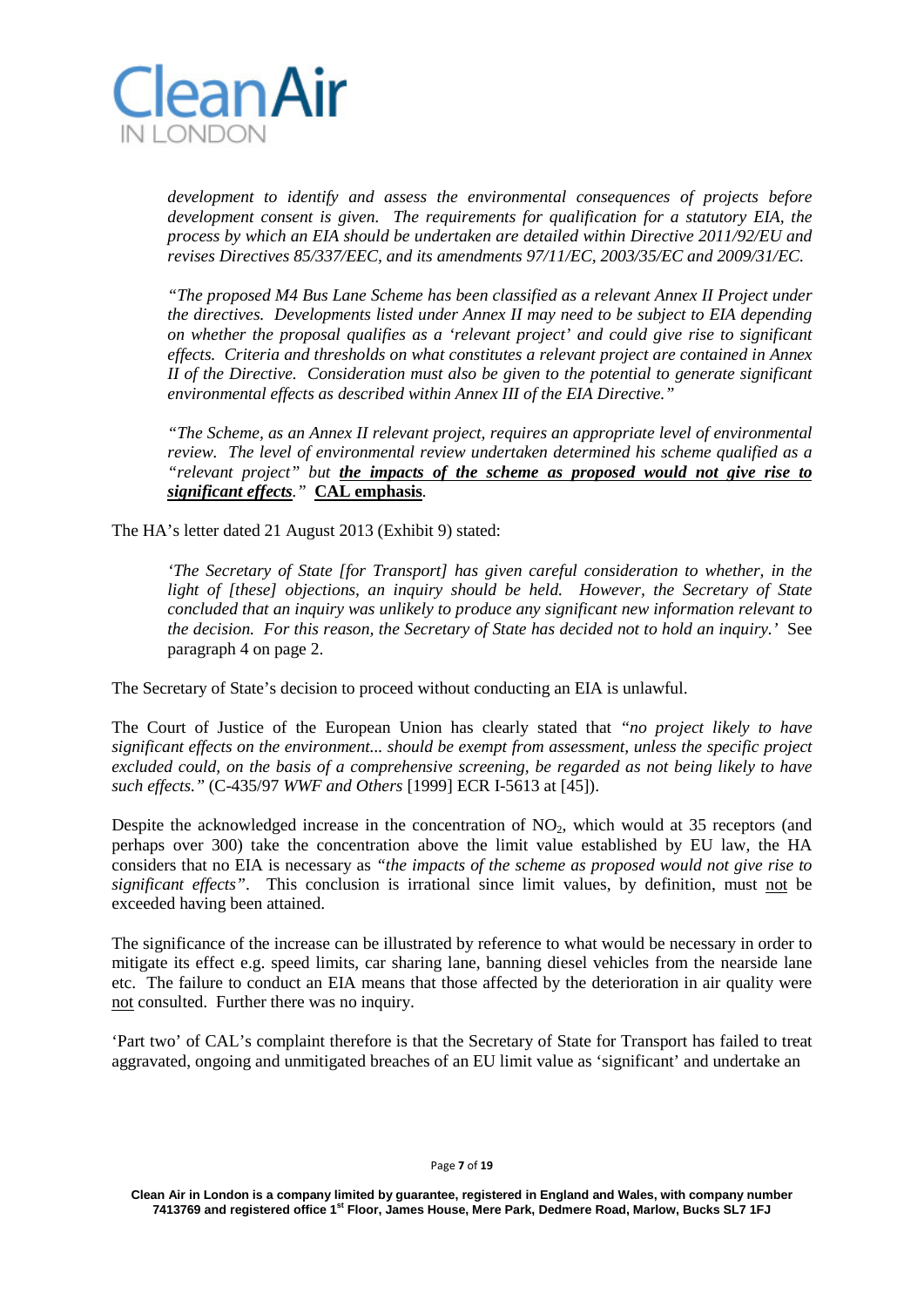> *development to identify and assess the environmental consequences of projects before development consent is given. The requirements for qualification for a statutory EIA, the process by which an EIA should be undertaken are detailed within Directive 2011/92/EU and revises Directives 85/337/EEC, and its amendments 97/11/EC, 2003/35/EC and 2009/31/EC.*
>
> *"The proposed M4 Bus Lane Scheme has been classified as a relevant Annex II Project under the directives. Developments listed under Annex II may need to be subject to EIA depending on whether the proposal qualifies as a 'relevant project' and could give rise to significant effects. Criteria and thresholds on what constitutes a relevant project are contained in Annex II of the Directive. Consideration must also be given to the potential to generate significant environmental effects as described within Annex III of the EIA Directive."*
>
> *"The Scheme, as an Annex II relevant project, requires an appropriate level of environmental review. The level of environmental review undertaken determined his scheme qualified as a "relevant project" but **the impacts of the scheme as proposed would not give rise to significant effects**."* **CAL emphasis**.

The HA's letter dated 21 August 2013 (Exhibit 9) stated:

> *'The Secretary of State [for Transport] has given careful consideration to whether, in the light of [these] objections, an inquiry should be held. However, the Secretary of State concluded that an inquiry was unlikely to produce any significant new information relevant to the decision. For this reason, the Secretary of State has decided not to hold an inquiry.'* See paragraph 4 on page 2.

The Secretary of State's decision to proceed without conducting an EIA is unlawful.

The Court of Justice of the European Union has clearly stated that *"no project likely to have significant effects on the environment... should be exempt from assessment, unless the specific project excluded could, on the basis of a comprehensive screening, be regarded as not being likely to have such effects."* (C-435/97 *WWF and Others* [1999] ECR I-5613 at [45]).

Despite the acknowledged increase in the concentration of $NO_2$, which would at 35 receptors (and perhaps over 300) take the concentration above the limit value established by EU law, the HA considers that no EIA is necessary as *"the impacts of the scheme as proposed would not give rise to significant effects"*. This conclusion is irrational since limit values, by definition, must not be exceeded having been attained.

The significance of the increase can be illustrated by reference to what would be necessary in order to mitigate its effect e.g. speed limits, car sharing lane, banning diesel vehicles from the nearside lane etc. The failure to conduct an EIA means that those affected by the deterioration in air quality were not consulted. Further there was no inquiry.

'Part two' of CAL's complaint therefore is that the Secretary of State for Transport has failed to treat aggravated, ongoing and unmitigated breaches of an EU limit value as 'significant' and undertake an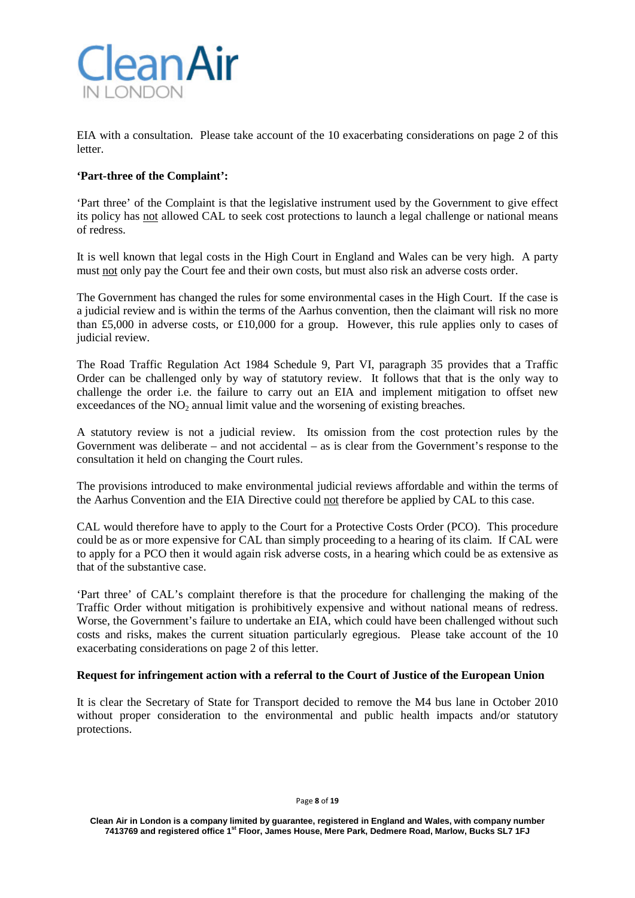EIA with a consultation. Please take account of the 10 exacerbating considerations on page 2 of this letter.

**'Part-three of the Complaint':**

'Part three' of the Complaint is that the legislative instrument used by the Government to give effect its policy has not allowed CAL to seek cost protections to launch a legal challenge or national means of redress.

It is well known that legal costs in the High Court in England and Wales can be very high. A party must not only pay the Court fee and their own costs, but must also risk an adverse costs order.

The Government has changed the rules for some environmental cases in the High Court. If the case is a judicial review and is within the terms of the Aarhus convention, then the claimant will risk no more than £5,000 in adverse costs, or £10,000 for a group. However, this rule applies only to cases of judicial review.

The Road Traffic Regulation Act 1984 Schedule 9, Part VI, paragraph 35 provides that a Traffic Order can be challenged only by way of statutory review. It follows that that is the only way to challenge the order i.e. the failure to carry out an EIA and implement mitigation to offset new exceedances of the $NO_2$ annual limit value and the worsening of existing breaches.

A statutory review is not a judicial review. Its omission from the cost protection rules by the Government was deliberate – and not accidental – as is clear from the Government's response to the consultation it held on changing the Court rules.

The provisions introduced to make environmental judicial reviews affordable and within the terms of the Aarhus Convention and the EIA Directive could not therefore be applied by CAL to this case.

CAL would therefore have to apply to the Court for a Protective Costs Order (PCO). This procedure could be as or more expensive for CAL than simply proceeding to a hearing of its claim. If CAL were to apply for a PCO then it would again risk adverse costs, in a hearing which could be as extensive as that of the substantive case.

'Part three' of CAL's complaint therefore is that the procedure for challenging the making of the Traffic Order without mitigation is prohibitively expensive and without national means of redress. Worse, the Government's failure to undertake an EIA, which could have been challenged without such costs and risks, makes the current situation particularly egregious. Please take account of the 10 exacerbating considerations on page 2 of this letter.

**Request for infringement action with a referral to the Court of Justice of the European Union**

It is clear the Secretary of State for Transport decided to remove the M4 bus lane in October 2010 without proper consideration to the environmental and public health impacts and/or statutory protections.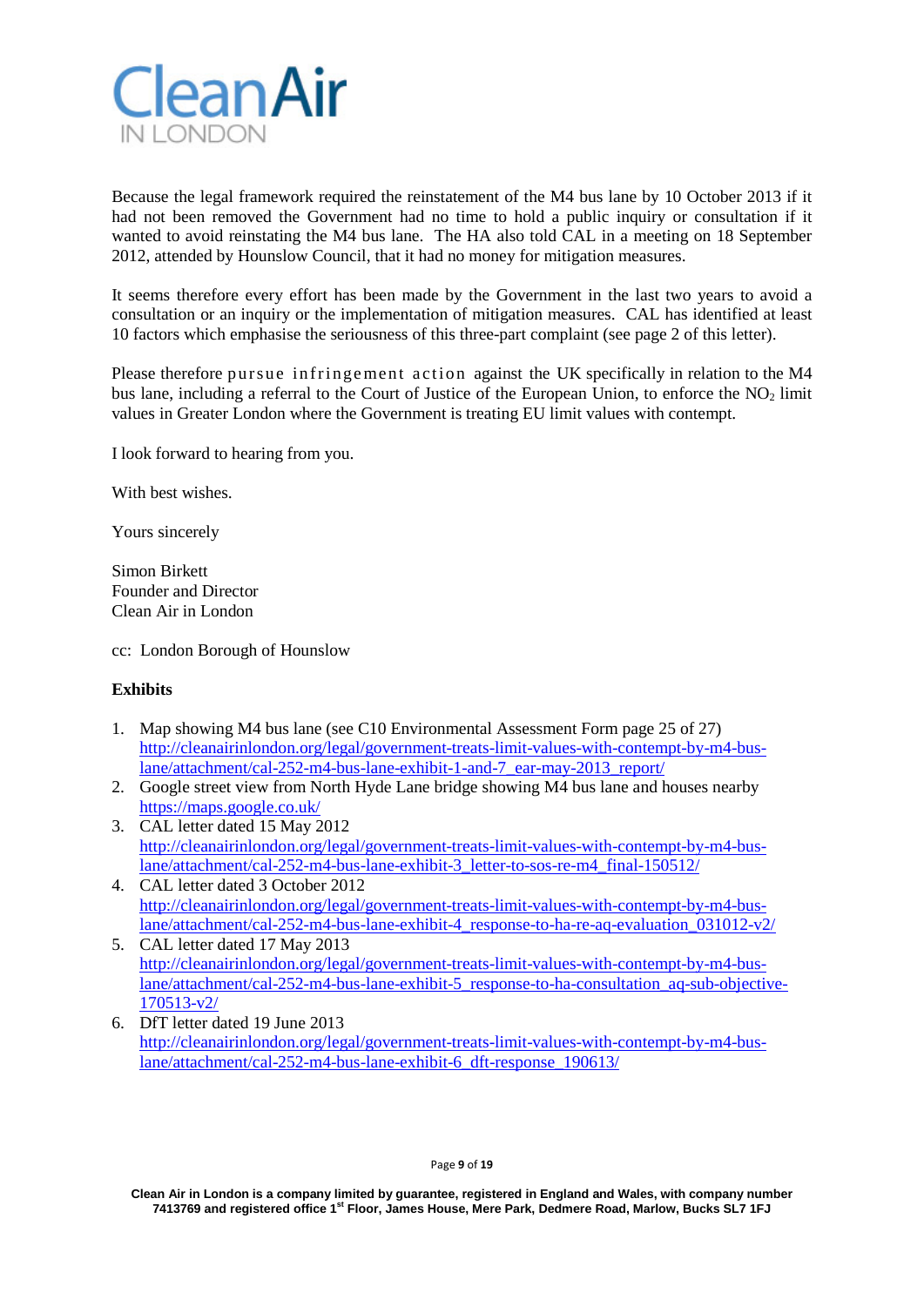Because the legal framework required the reinstatement of the M4 bus lane by 10 October 2013 if it had not been removed the Government had no time to hold a public inquiry or consultation if it wanted to avoid reinstating the M4 bus lane. The HA also told CAL in a meeting on 18 September 2012, attended by Hounslow Council, that it had no money for mitigation measures.

It seems therefore every effort has been made by the Government in the last two years to avoid a consultation or an inquiry or the implementation of mitigation measures. CAL has identified at least 10 factors which emphasise the seriousness of this three-part complaint (see page 2 of this letter).

Please therefore pursue infringement action against the UK specifically in relation to the M4 bus lane, including a referral to the Court of Justice of the European Union, to enforce the $NO_2$ limit values in Greater London where the Government is treating EU limit values with contempt.

I look forward to hearing from you.

With best wishes.

Yours sincerely

Simon Birkett
Founder and Director
Clean Air in London

cc: London Borough of Hounslow

**Exhibits**

1. Map showing M4 bus lane (see C10 Environmental Assessment Form page 25 of 27) http://cleanairinlondon.org/legal/government-treats-limit-values-with-contempt-by-m4-bus-lane/attachment/cal-252-m4-bus-lane-exhibit-1-and-7_ear-may-2013_report/
2. Google street view from North Hyde Lane bridge showing M4 bus lane and houses nearby https://maps.google.co.uk/
3. CAL letter dated 15 May 2012 http://cleanairinlondon.org/legal/government-treats-limit-values-with-contempt-by-m4-bus-lane/attachment/cal-252-m4-bus-lane-exhibit-3_letter-to-sos-re-m4_final-150512/
4. CAL letter dated 3 October 2012 http://cleanairinlondon.org/legal/government-treats-limit-values-with-contempt-by-m4-bus-lane/attachment/cal-252-m4-bus-lane-exhibit-4_response-to-ha-re-aq-evaluation_031012-v2/
5. CAL letter dated 17 May 2013 http://cleanairinlondon.org/legal/government-treats-limit-values-with-contempt-by-m4-bus-lane/attachment/cal-252-m4-bus-lane-exhibit-5_response-to-ha-consultation_aq-sub-objective-170513-v2/
6. DfT letter dated 19 June 2013 http://cleanairinlondon.org/legal/government-treats-limit-values-with-contempt-by-m4-bus-lane/attachment/cal-252-m4-bus-lane-exhibit-6_dft-response_190613/

Clean Air in London is a company limited by guarantee, registered in England and Wales, with company number 7413769 and registered office 1st Floor, James House, Mere Park, Dedmere Road, Marlow, Bucks SL7 1FJ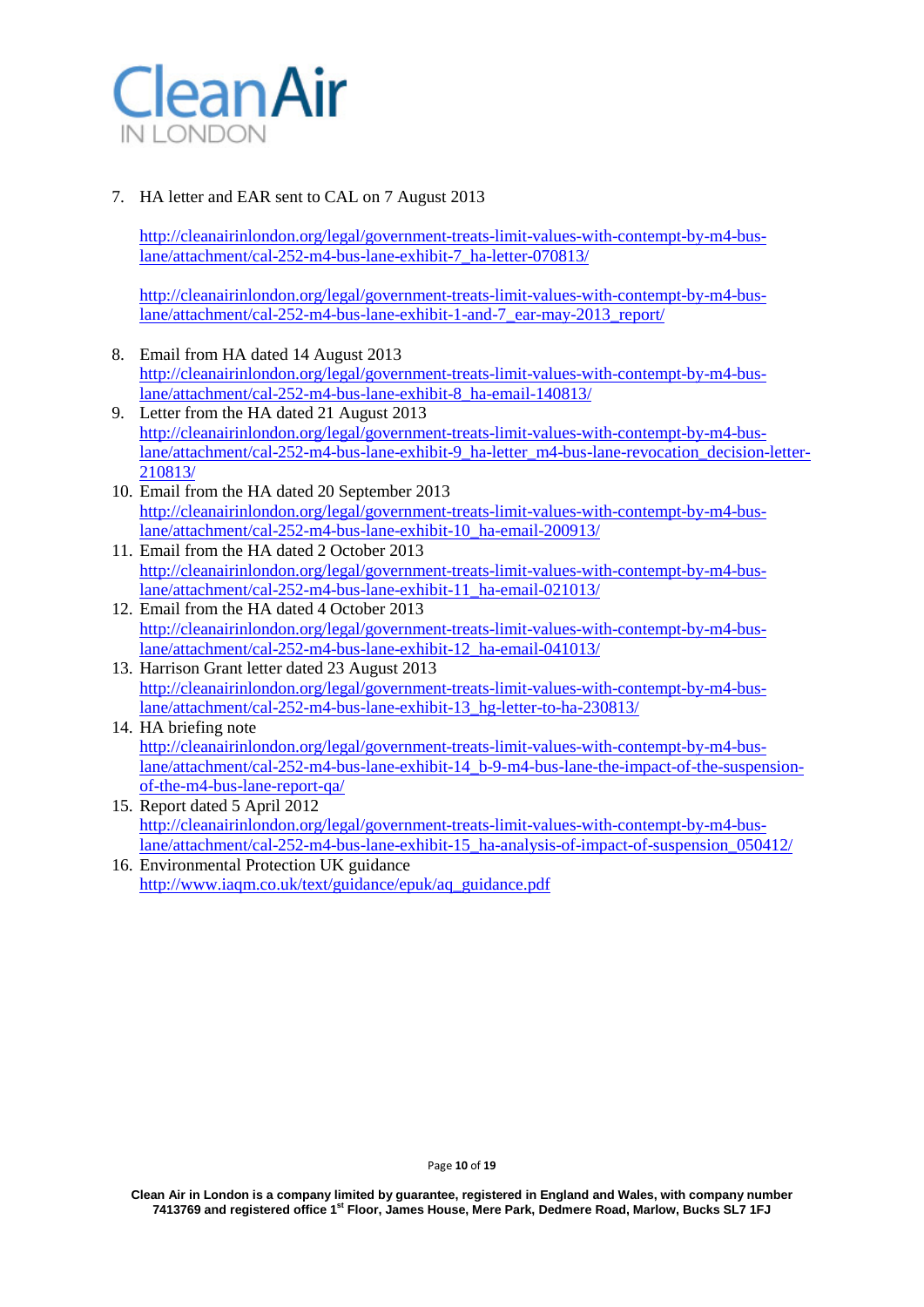7. HA letter and EAR sent to CAL on 7 August 2013

   http://cleanairinlondon.org/legal/government-treats-limit-values-with-contempt-by-m4-bus-lane/attachment/cal-252-m4-bus-lane-exhibit-7_ha-letter-070813/

   http://cleanairinlondon.org/legal/government-treats-limit-values-with-contempt-by-m4-bus-lane/attachment/cal-252-m4-bus-lane-exhibit-1-and-7_ear-may-2013_report/

8. Email from HA dated 14 August 2013
   http://cleanairinlondon.org/legal/government-treats-limit-values-with-contempt-by-m4-bus-lane/attachment/cal-252-m4-bus-lane-exhibit-8_ha-email-140813/
9. Letter from the HA dated 21 August 2013
   http://cleanairinlondon.org/legal/government-treats-limit-values-with-contempt-by-m4-bus-lane/attachment/cal-252-m4-bus-lane-exhibit-9_ha-letter_m4-bus-lane-revocation_decision-letter-210813/
10. Email from the HA dated 20 September 2013
    http://cleanairinlondon.org/legal/government-treats-limit-values-with-contempt-by-m4-bus-lane/attachment/cal-252-m4-bus-lane-exhibit-10_ha-email-200913/
11. Email from the HA dated 2 October 2013
    http://cleanairinlondon.org/legal/government-treats-limit-values-with-contempt-by-m4-bus-lane/attachment/cal-252-m4-bus-lane-exhibit-11_ha-email-021013/
12. Email from the HA dated 4 October 2013
    http://cleanairinlondon.org/legal/government-treats-limit-values-with-contempt-by-m4-bus-lane/attachment/cal-252-m4-bus-lane-exhibit-12_ha-email-041013/
13. Harrison Grant letter dated 23 August 2013
    http://cleanairinlondon.org/legal/government-treats-limit-values-with-contempt-by-m4-bus-lane/attachment/cal-252-m4-bus-lane-exhibit-13_hg-letter-to-ha-230813/
14. HA briefing note
    http://cleanairinlondon.org/legal/government-treats-limit-values-with-contempt-by-m4-bus-lane/attachment/cal-252-m4-bus-lane-exhibit-14_b-9-m4-bus-lane-the-impact-of-the-suspension-of-the-m4-bus-lane-report-qa/
15. Report dated 5 April 2012
    http://cleanairinlondon.org/legal/government-treats-limit-values-with-contempt-by-m4-bus-lane/attachment/cal-252-m4-bus-lane-exhibit-15_ha-analysis-of-impact-of-suspension_050412/
16. Environmental Protection UK guidance
    http://www.iaqm.co.uk/text/guidance/epuk/aq_guidance.pdf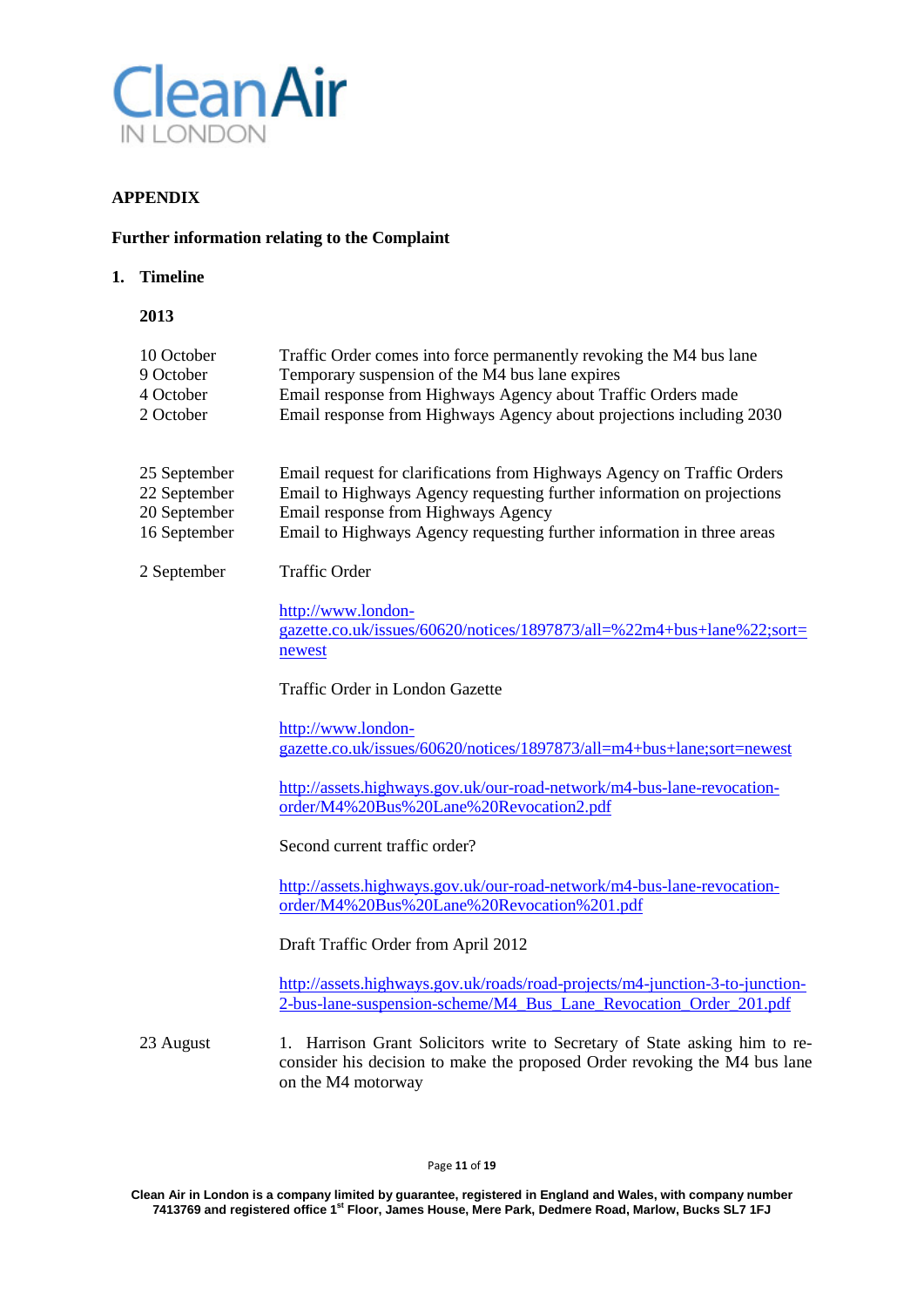# APPENDIX

## Further information relating to the Complaint

### 1. Timeline

**2013**

| | |
|---|---|
| 10 October | Traffic Order comes into force permanently revoking the M4 bus lane |
| 9 October | Temporary suspension of the M4 bus lane expires |
| 4 October | Email response from Highways Agency about Traffic Orders made |
| 2 October | Email response from Highways Agency about projections including 2030 |
| 25 September | Email request for clarifications from Highways Agency on Traffic Orders |
| 22 September | Email to Highways Agency requesting further information on projections |
| 20 September | Email response from Highways Agency |
| 16 September | Email to Highways Agency requesting further information in three areas |
| 2 September | Traffic Order<br><br>http://www.london-gazette.co.uk/issues/60620/notices/1897873/all=%22m4+bus+lane%22;sort=newest<br><br>Traffic Order in London Gazette<br><br>http://www.london-gazette.co.uk/issues/60620/notices/1897873/all=m4+bus+lane;sort=newest<br><br>http://assets.highways.gov.uk/our-road-network/m4-bus-lane-revocation-order/M4%20Bus%20Lane%20Revocation2.pdf<br><br>Second current traffic order?<br><br>http://assets.highways.gov.uk/our-road-network/m4-bus-lane-revocation-order/M4%20Bus%20Lane%20Revocation%201.pdf<br><br>Draft Traffic Order from April 2012<br><br>http://assets.highways.gov.uk/roads/road-projects/m4-junction-3-to-junction-2-bus-lane-suspension-scheme/M4_Bus_Lane_Revocation_Order_201.pdf |
| 23 August | 1. Harrison Grant Solicitors write to Secretary of State asking him to re-consider his decision to make the proposed Order revoking the M4 bus lane on the M4 motorway |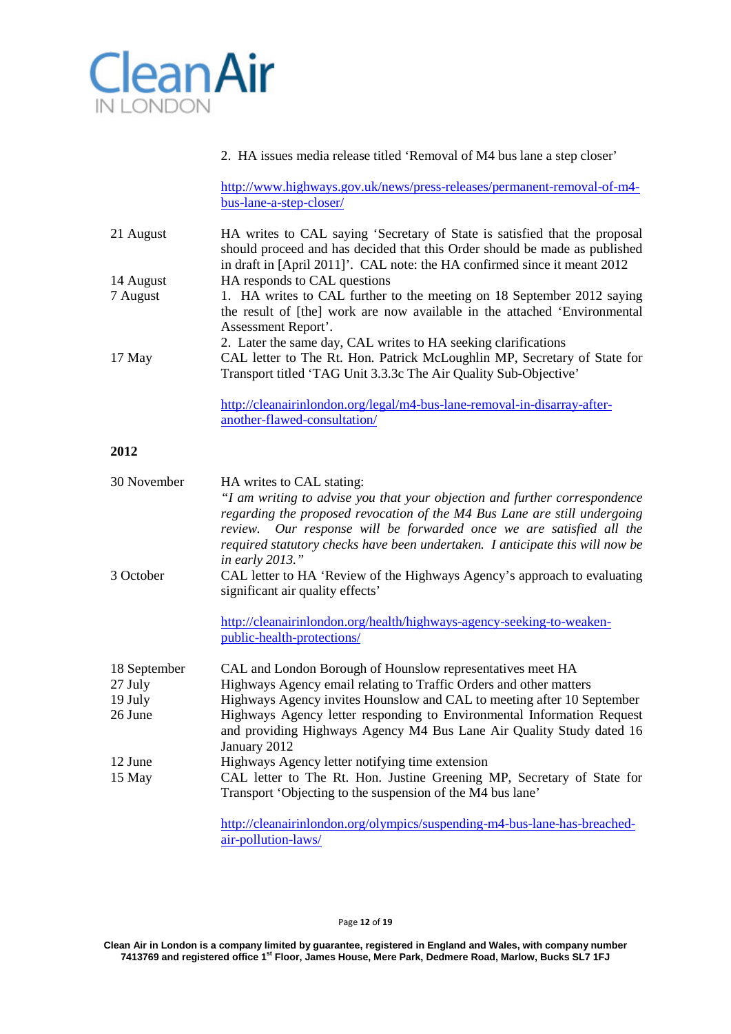| | |
|---|---|
| | 2. HA issues media release titled 'Removal of M4 bus lane a step closer'<br><br>http://www.highways.gov.uk/news/press-releases/permanent-removal-of-m4-bus-lane-a-step-closer/ |
| 21 August | HA writes to CAL saying 'Secretary of State is satisfied that the proposal should proceed and has decided that this Order should be made as published in draft in [April 2011]'. CAL note: the HA confirmed since it meant 2012 |
| 14 August | HA responds to CAL questions |
| 7 August | 1. HA writes to CAL further to the meeting on 18 September 2012 saying the result of [the] work are now available in the attached 'Environmental Assessment Report'.<br>2. Later the same day, CAL writes to HA seeking clarifications |
| 17 May | CAL letter to The Rt. Hon. Patrick McLoughlin MP, Secretary of State for Transport titled 'TAG Unit 3.3.3c The Air Quality Sub-Objective'<br><br>http://cleanairinlondon.org/legal/m4-bus-lane-removal-in-disarray-after-another-flawed-consultation/ |

**2012**

| | |
|---|---|
| 30 November | HA writes to CAL stating:<br>*"I am writing to advise you that your objection and further correspondence regarding the proposed revocation of the M4 Bus Lane are still undergoing review. Our response will be forwarded once we are satisfied all the required statutory checks have been undertaken. I anticipate this will now be in early 2013."* |
| 3 October | CAL letter to HA 'Review of the Highways Agency's approach to evaluating significant air quality effects'<br><br>http://cleanairinlondon.org/health/highways-agency-seeking-to-weaken-public-health-protections/ |
| 18 September | CAL and London Borough of Hounslow representatives meet HA |
| 27 July | Highways Agency email relating to Traffic Orders and other matters |
| 19 July | Highways Agency invites Hounslow and CAL to meeting after 10 September |
| 26 June | Highways Agency letter responding to Environmental Information Request and providing Highways Agency M4 Bus Lane Air Quality Study dated 16 January 2012 |
| 12 June | Highways Agency letter notifying time extension |
| 15 May | CAL letter to The Rt. Hon. Justine Greening MP, Secretary of State for Transport 'Objecting to the suspension of the M4 bus lane'<br><br>http://cleanairinlondon.org/olympics/suspending-m4-bus-lane-has-breached-air-pollution-laws/ |

Clean Air in London is a company limited by guarantee, registered in England and Wales, with company number 7413769 and registered office 1st Floor, James House, Mere Park, Dedmere Road, Marlow, Bucks SL7 1FJ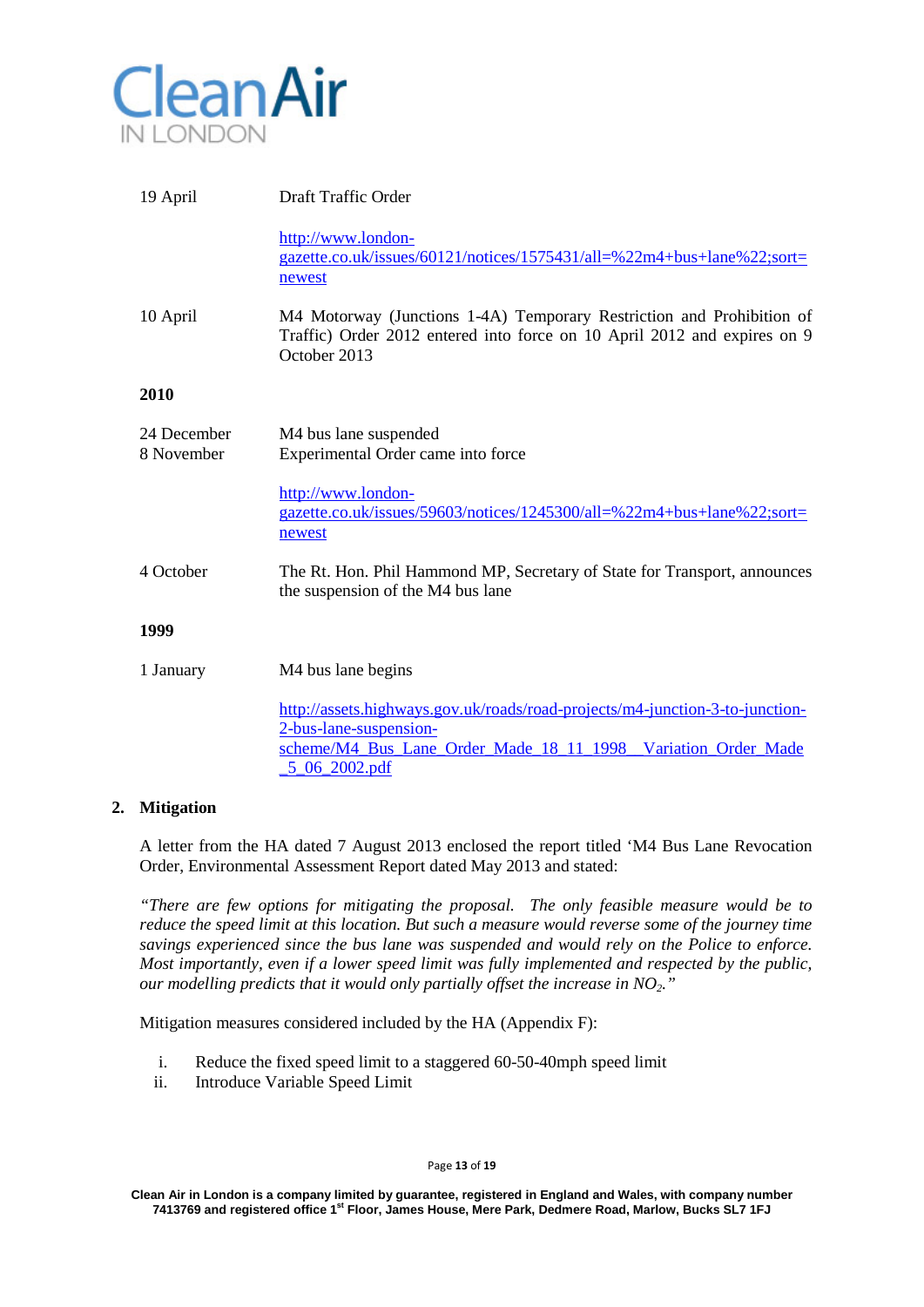| | |
|---|---|
| 19 April | Draft Traffic Order |
| | http://www.london-gazette.co.uk/issues/60121/notices/1575431/all=%22m4+bus+lane%22;sort=newest |
| 10 April | M4 Motorway (Junctions 1-4A) Temporary Restriction and Prohibition of Traffic) Order 2012 entered into force on 10 April 2012 and expires on 9 October 2013 |
| **2010** | |
| 24 December | M4 bus lane suspended |
| 8 November | Experimental Order came into force |
| | http://www.london-gazette.co.uk/issues/59603/notices/1245300/all=%22m4+bus+lane%22;sort=newest |
| 4 October | The Rt. Hon. Phil Hammond MP, Secretary of State for Transport, announces the suspension of the M4 bus lane |
| **1999** | |
| 1 January | M4 bus lane begins |
| | http://assets.highways.gov.uk/roads/road-projects/m4-junction-3-to-junction-2-bus-lane-suspension-scheme/M4_Bus_Lane_Order_Made_18_11_1998__Variation_Order_Made_5_06_2002.pdf |

## 2. Mitigation

A letter from the HA dated 7 August 2013 enclosed the report titled 'M4 Bus Lane Revocation Order, Environmental Assessment Report dated May 2013 and stated:

*"There are few options for mitigating the proposal. The only feasible measure would be to reduce the speed limit at this location. But such a measure would reverse some of the journey time savings experienced since the bus lane was suspended and would rely on the Police to enforce. Most importantly, even if a lower speed limit was fully implemented and respected by the public, our modelling predicts that it would only partially offset the increase in $NO_2$."*

Mitigation measures considered included by the HA (Appendix F):

i. Reduce the fixed speed limit to a staggered 60-50-40mph speed limit
ii. Introduce Variable Speed Limit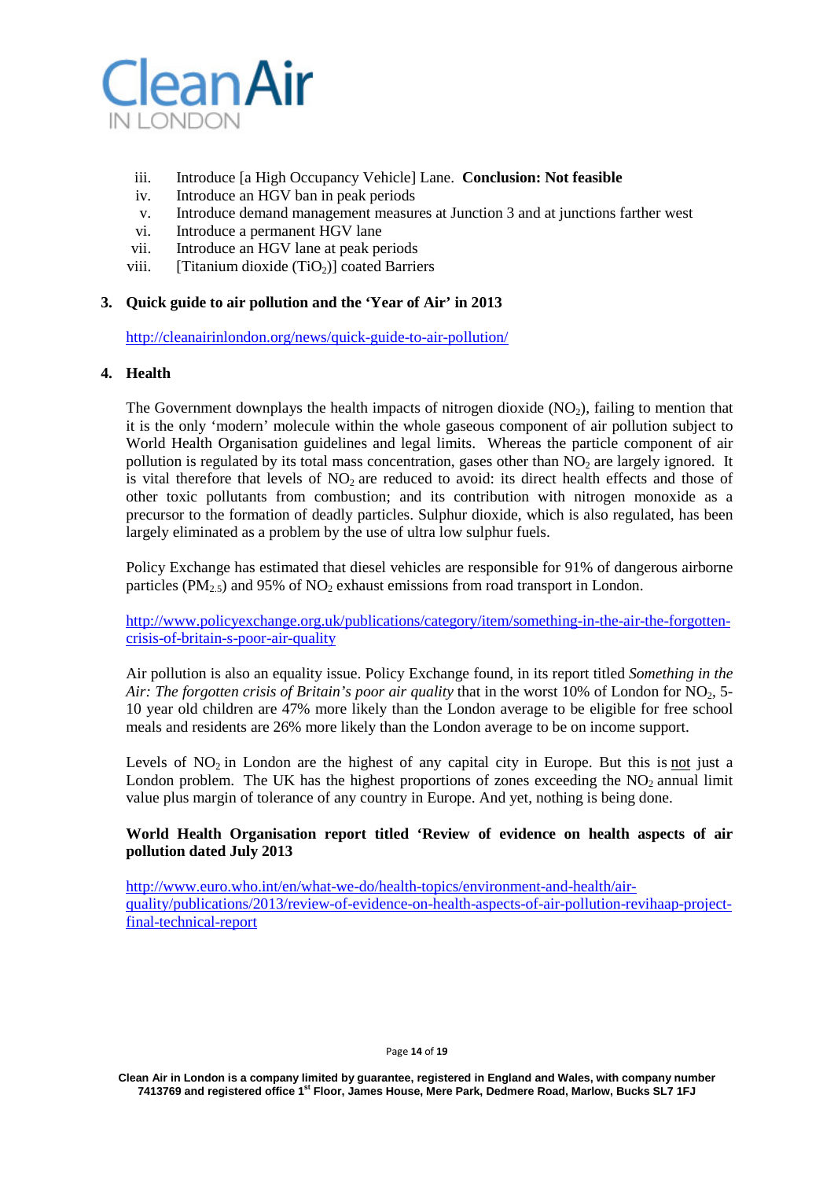iii. Introduce [a High Occupancy Vehicle] Lane. **Conclusion: Not feasible**
iv. Introduce an HGV ban in peak periods
v. Introduce demand management measures at Junction 3 and at junctions farther west
vi. Introduce a permanent HGV lane
vii. Introduce an HGV lane at peak periods
viii. [Titanium dioxide ($TiO_2$)] coated Barriers

**3. Quick guide to air pollution and the 'Year of Air' in 2013**

http://cleanairinlondon.org/news/quick-guide-to-air-pollution/

**4. Health**

The Government downplays the health impacts of nitrogen dioxide ($NO_2$), failing to mention that it is the only 'modern' molecule within the whole gaseous component of air pollution subject to World Health Organisation guidelines and legal limits. Whereas the particle component of air pollution is regulated by its total mass concentration, gases other than $NO_2$ are largely ignored. It is vital therefore that levels of $NO_2$ are reduced to avoid: its direct health effects and those of other toxic pollutants from combustion; and its contribution with nitrogen monoxide as a precursor to the formation of deadly particles. Sulphur dioxide, which is also regulated, has been largely eliminated as a problem by the use of ultra low sulphur fuels.

Policy Exchange has estimated that diesel vehicles are responsible for 91% of dangerous airborne particles ($PM_{2.5}$) and 95% of $NO_2$ exhaust emissions from road transport in London.

http://www.policyexchange.org.uk/publications/category/item/something-in-the-air-the-forgotten-crisis-of-britain-s-poor-air-quality

Air pollution is also an equality issue. Policy Exchange found, in its report titled *Something in the Air: The forgotten crisis of Britain's poor air quality* that in the worst 10% of London for $NO_2$, 5-10 year old children are 47% more likely than the London average to be eligible for free school meals and residents are 26% more likely than the London average to be on income support.

Levels of $NO_2$ in London are the highest of any capital city in Europe. But this is not just a London problem. The UK has the highest proportions of zones exceeding the $NO_2$ annual limit value plus margin of tolerance of any country in Europe. And yet, nothing is being done.

**World Health Organisation report titled 'Review of evidence on health aspects of air pollution dated July 2013**

http://www.euro.who.int/en/what-we-do/health-topics/environment-and-health/air-quality/publications/2013/review-of-evidence-on-health-aspects-of-air-pollution-revihaap-project-final-technical-report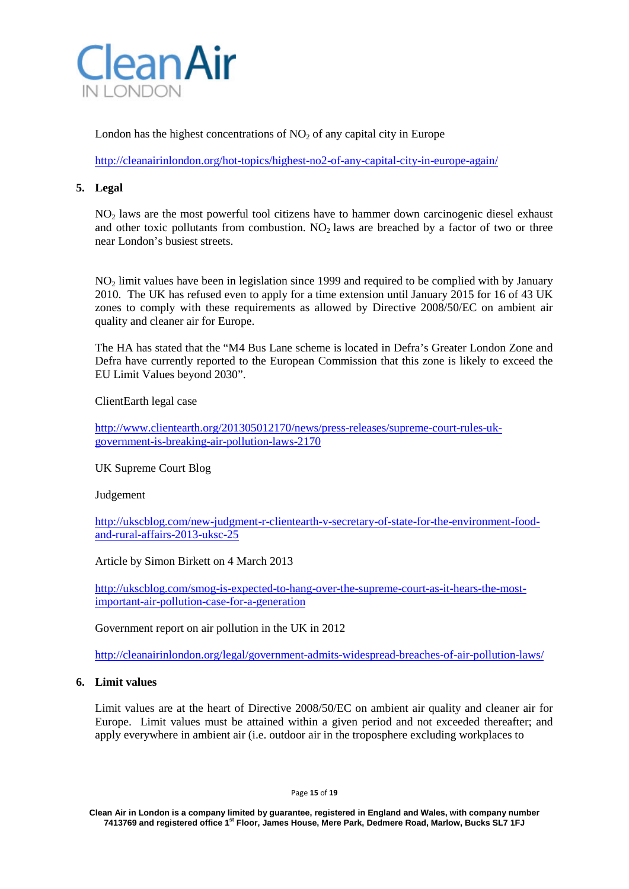London has the highest concentrations of $NO_2$ of any capital city in Europe

http://cleanairinlondon.org/hot-topics/highest-no2-of-any-capital-city-in-europe-again/

## 5. Legal

$NO_2$ laws are the most powerful tool citizens have to hammer down carcinogenic diesel exhaust and other toxic pollutants from combustion. $NO_2$ laws are breached by a factor of two or three near London's busiest streets.

$NO_2$ limit values have been in legislation since 1999 and required to be complied with by January 2010. The UK has refused even to apply for a time extension until January 2015 for 16 of 43 UK zones to comply with these requirements as allowed by Directive 2008/50/EC on ambient air quality and cleaner air for Europe.

The HA has stated that the "M4 Bus Lane scheme is located in Defra's Greater London Zone and Defra have currently reported to the European Commission that this zone is likely to exceed the EU Limit Values beyond 2030".

ClientEarth legal case

http://www.clientearth.org/201305012170/news/press-releases/supreme-court-rules-uk-government-is-breaking-air-pollution-laws-2170

UK Supreme Court Blog

Judgement

http://ukscblog.com/new-judgment-r-clientearth-v-secretary-of-state-for-the-environment-food-and-rural-affairs-2013-uksc-25

Article by Simon Birkett on 4 March 2013

http://ukscblog.com/smog-is-expected-to-hang-over-the-supreme-court-as-it-hears-the-most-important-air-pollution-case-for-a-generation

Government report on air pollution in the UK in 2012

http://cleanairinlondon.org/legal/government-admits-widespread-breaches-of-air-pollution-laws/

## 6. Limit values

Limit values are at the heart of Directive 2008/50/EC on ambient air quality and cleaner air for Europe. Limit values must be attained within a given period and not exceeded thereafter; and apply everywhere in ambient air (i.e. outdoor air in the troposphere excluding workplaces to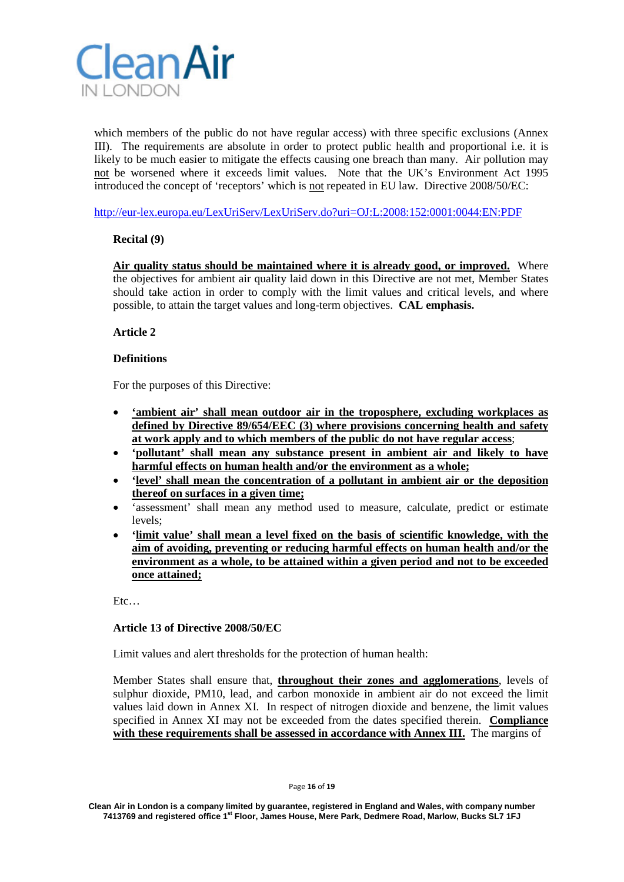which members of the public do not have regular access) with three specific exclusions (Annex III). The requirements are absolute in order to protect public health and proportional i.e. it is likely to be much easier to mitigate the effects causing one breach than many. Air pollution may not be worsened where it exceeds limit values. Note that the UK's Environment Act 1995 introduced the concept of 'receptors' which is not repeated in EU law. Directive 2008/50/EC:

http://eur-lex.europa.eu/LexUriServ/LexUriServ.do?uri=OJ:L:2008:152:0001:0044:EN:PDF

**Recital (9)**

**Air quality status should be maintained where it is already good, or improved.** Where the objectives for ambient air quality laid down in this Directive are not met, Member States should take action in order to comply with the limit values and critical levels, and where possible, to attain the target values and long-term objectives. **CAL emphasis.**

**Article 2**

**Definitions**

For the purposes of this Directive:

- **'ambient air' shall mean outdoor air in the troposphere, excluding workplaces as defined by Directive 89/654/EEC (3) where provisions concerning health and safety at work apply and to which members of the public do not have regular access**;
- **'pollutant' shall mean any substance present in ambient air and likely to have harmful effects on human health and/or the environment as a whole;**
- **'level' shall mean the concentration of a pollutant in ambient air or the deposition thereof on surfaces in a given time;**
- 'assessment' shall mean any method used to measure, calculate, predict or estimate levels;
- **'limit value' shall mean a level fixed on the basis of scientific knowledge, with the aim of avoiding, preventing or reducing harmful effects on human health and/or the environment as a whole, to be attained within a given period and not to be exceeded once attained;**

Etc…

**Article 13 of Directive 2008/50/EC**

Limit values and alert thresholds for the protection of human health:

Member States shall ensure that, **throughout their zones and agglomerations**, levels of sulphur dioxide, PM10, lead, and carbon monoxide in ambient air do not exceed the limit values laid down in Annex XI. In respect of nitrogen dioxide and benzene, the limit values specified in Annex XI may not be exceeded from the dates specified therein. **Compliance with these requirements shall be assessed in accordance with Annex III.** The margins of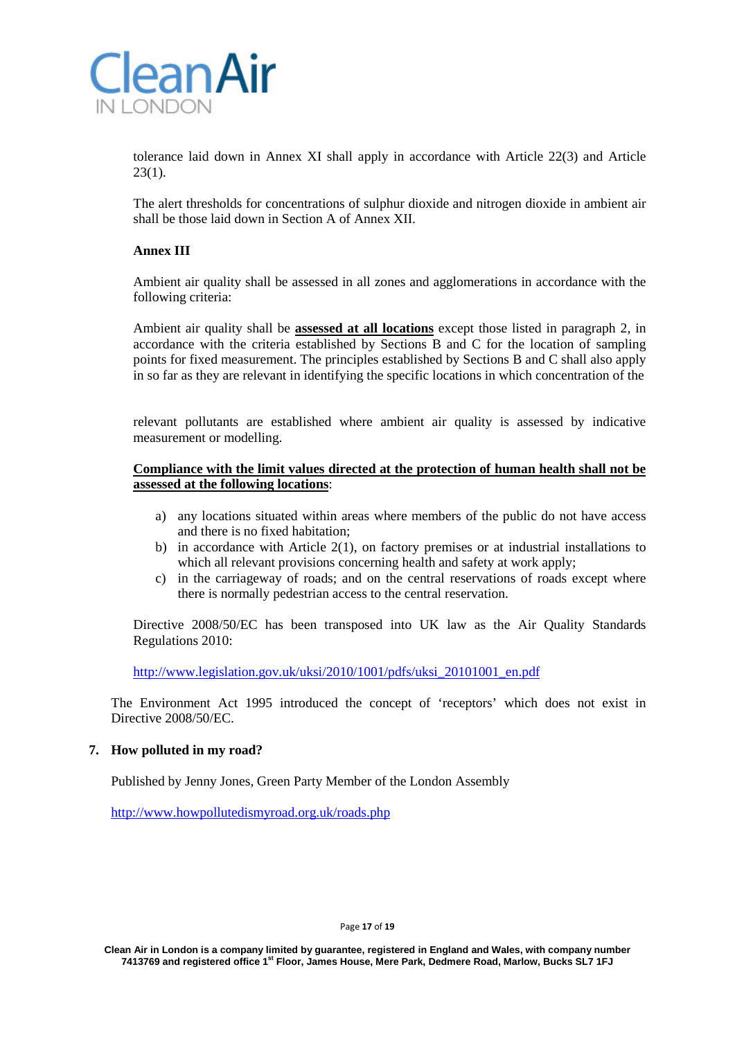tolerance laid down in Annex XI shall apply in accordance with Article 22(3) and Article 23(1).

The alert thresholds for concentrations of sulphur dioxide and nitrogen dioxide in ambient air shall be those laid down in Section A of Annex XII.

**Annex III**

Ambient air quality shall be assessed in all zones and agglomerations in accordance with the following criteria:

Ambient air quality shall be **assessed at all locations** except those listed in paragraph 2, in accordance with the criteria established by Sections B and C for the location of sampling points for fixed measurement. The principles established by Sections B and C shall also apply in so far as they are relevant in identifying the specific locations in which concentration of the relevant pollutants are established where ambient air quality is assessed by indicative measurement or modelling.

**Compliance with the limit values directed at the protection of human health shall not be assessed at the following locations**:

a) any locations situated within areas where members of the public do not have access and there is no fixed habitation;
b) in accordance with Article 2(1), on factory premises or at industrial installations to which all relevant provisions concerning health and safety at work apply;
c) in the carriageway of roads; and on the central reservations of roads except where there is normally pedestrian access to the central reservation.

Directive 2008/50/EC has been transposed into UK law as the Air Quality Standards Regulations 2010:

http://www.legislation.gov.uk/uksi/2010/1001/pdfs/uksi_20101001_en.pdf

The Environment Act 1995 introduced the concept of 'receptors' which does not exist in Directive 2008/50/EC.

## 7. How polluted in my road?

Published by Jenny Jones, Green Party Member of the London Assembly

http://www.howpollutedismyroad.org.uk/roads.php

Clean Air in London is a company limited by guarantee, registered in England and Wales, with company number 7413769 and registered office 1st Floor, James House, Mere Park, Dedmere Road, Marlow, Bucks SL7 1FJ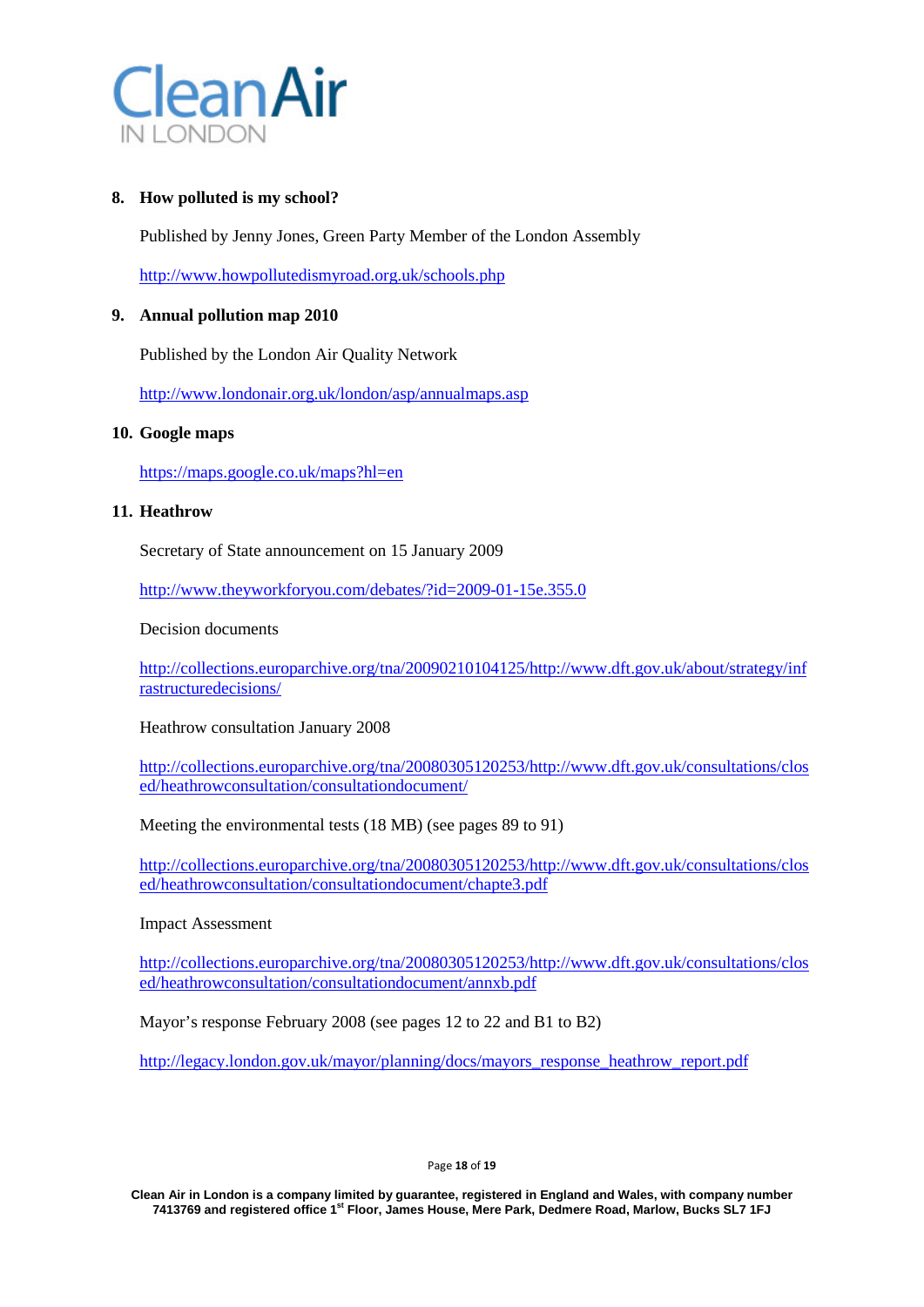8. **How polluted is my school?**

   Published by Jenny Jones, Green Party Member of the London Assembly

   http://www.howpollutedismyroad.org.uk/schools.php

9. **Annual pollution map 2010**

   Published by the London Air Quality Network

   http://www.londonair.org.uk/london/asp/annualmaps.asp

10. **Google maps**

    https://maps.google.co.uk/maps?hl=en

11. **Heathrow**

    Secretary of State announcement on 15 January 2009

    http://www.theyworkforyou.com/debates/?id=2009-01-15e.355.0

    Decision documents

    http://collections.europarchive.org/tna/20090210104125/http://www.dft.gov.uk/about/strategy/infrastructuredecisions/

    Heathrow consultation January 2008

    http://collections.europarchive.org/tna/20080305120253/http://www.dft.gov.uk/consultations/closed/heathrowconsultation/consultationdocument/

    Meeting the environmental tests (18 MB) (see pages 89 to 91)

    http://collections.europarchive.org/tna/20080305120253/http://www.dft.gov.uk/consultations/closed/heathrowconsultation/consultationdocument/chapte3.pdf

    Impact Assessment

    http://collections.europarchive.org/tna/20080305120253/http://www.dft.gov.uk/consultations/closed/heathrowconsultation/consultationdocument/annxb.pdf

    Mayor's response February 2008 (see pages 12 to 22 and B1 to B2)

    http://legacy.london.gov.uk/mayor/planning/docs/mayors_response_heathrow_report.pdf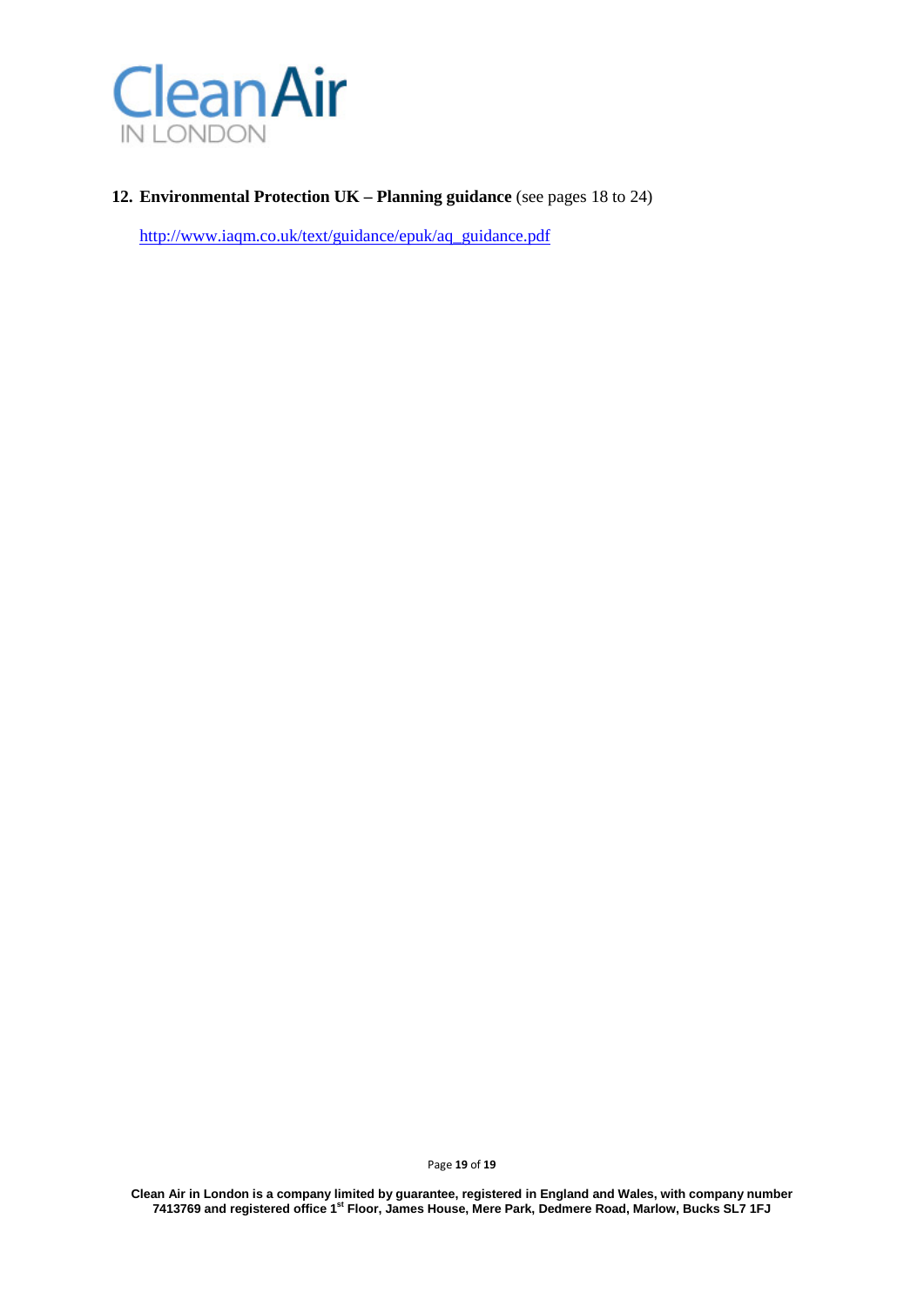12. **Environmental Protection UK – Planning guidance** (see pages 18 to 24)

    http://www.iaqm.co.uk/text/guidance/epuk/aq_guidance.pdf